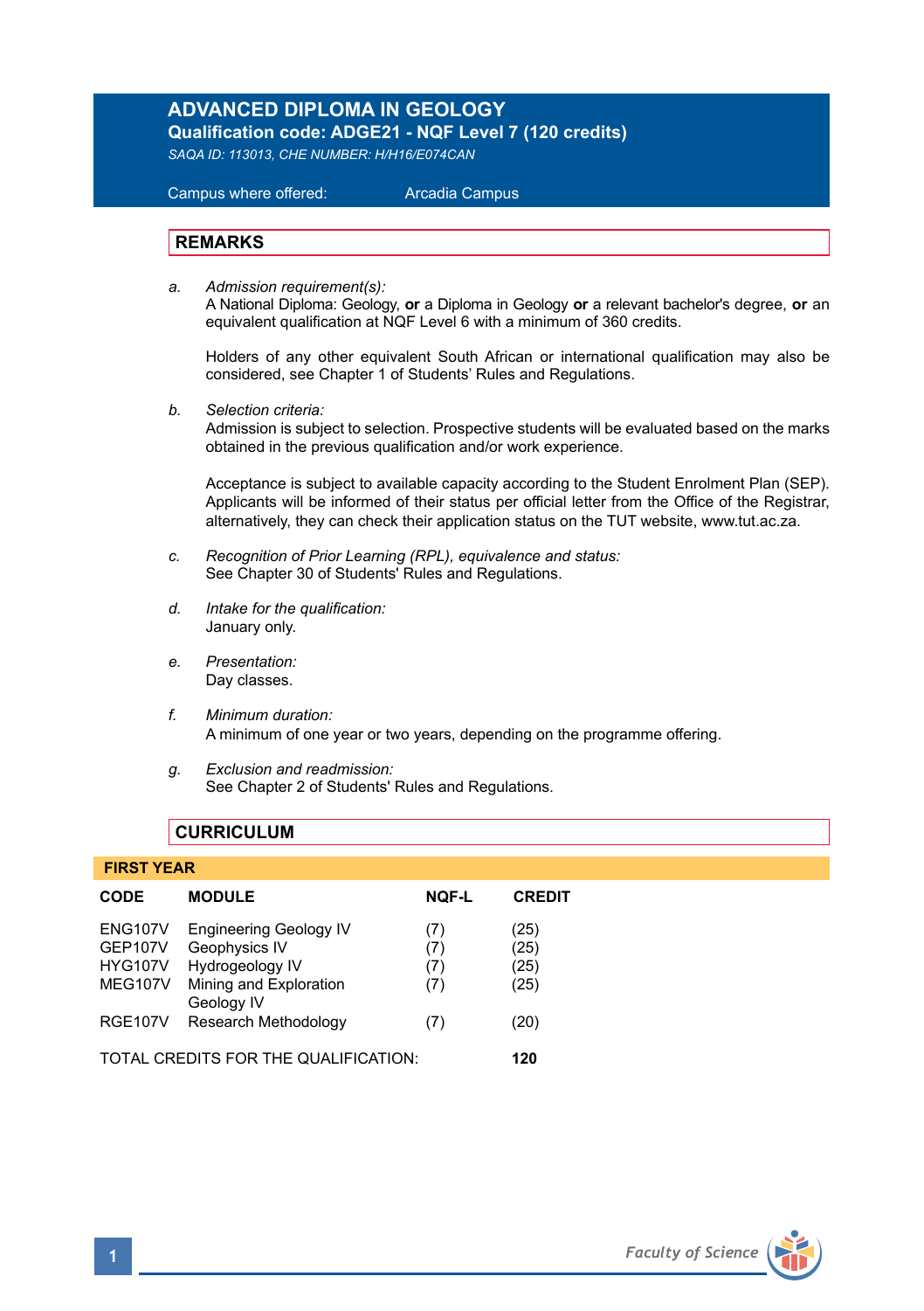# ADVANCED DIPLOMA IN GEOLOGY

**Qualification code: ADGE21 - NQF Level 7 (120 credits)**

*SAQA ID: 113013, CHE NUMBER: H/H16/E074CAN*

Campus where offered: Arcadia Campus

## REMARKS

a. *Admission requirement(s):*
A National Diploma: Geology, **or** a Diploma in Geology **or** a relevant bachelor's degree, **or** an equivalent qualification at NQF Level 6 with a minimum of 360 credits.

Holders of any other equivalent South African or international qualification may also be considered, see Chapter 1 of Students' Rules and Regulations.

b. *Selection criteria:*
Admission is subject to selection. Prospective students will be evaluated based on the marks obtained in the previous qualification and/or work experience.

Acceptance is subject to available capacity according to the Student Enrolment Plan (SEP). Applicants will be informed of their status per official letter from the Office of the Registrar, alternatively, they can check their application status on the TUT website, www.tut.ac.za.

c. *Recognition of Prior Learning (RPL), equivalence and status:*
See Chapter 30 of Students' Rules and Regulations.

d. *Intake for the qualification:*
January only.

e. *Presentation:*
Day classes.

f. *Minimum duration:*
A minimum of one year or two years, depending on the programme offering.

g. *Exclusion and readmission:*
See Chapter 2 of Students' Rules and Regulations.

## CURRICULUM

### FIRST YEAR

| CODE | MODULE | NQF-L | CREDIT |
|---|---|---|---|
| ENG107V | Engineering Geology IV | (7) | (25) |
| GEP107V | Geophysics IV | (7) | (25) |
| HYG107V | Hydrogeology IV | (7) | (25) |
| MEG107V | Mining and Exploration Geology IV | (7) | (25) |
| RGE107V | Research Methodology | (7) | (20) |

TOTAL CREDITS FOR THE QUALIFICATION: **120**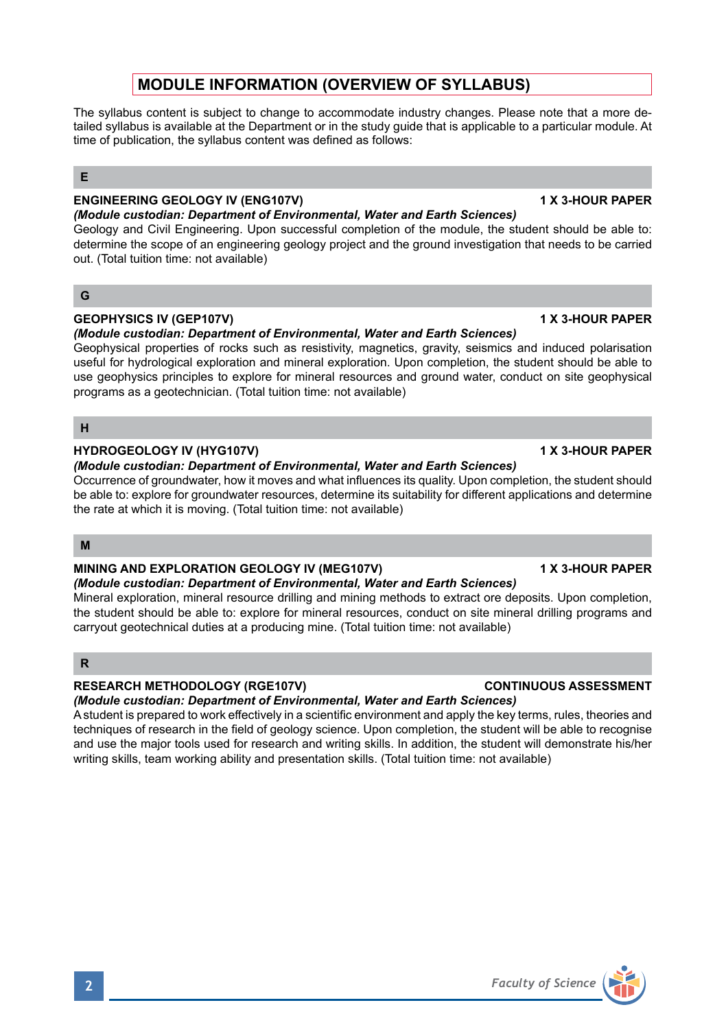# MODULE INFORMATION (OVERVIEW OF SYLLABUS)

The syllabus content is subject to change to accommodate industry changes. Please note that a more detailed syllabus is available at the Department or in the study guide that is applicable to a particular module. At time of publication, the syllabus content was defined as follows:

## E

**ENGINEERING GEOLOGY IV (ENG107V)** **1 X 3-HOUR PAPER**

***(Module custodian: Department of Environmental, Water and Earth Sciences)***

Geology and Civil Engineering. Upon successful completion of the module, the student should be able to: determine the scope of an engineering geology project and the ground investigation that needs to be carried out. (Total tuition time: not available)

## G

**GEOPHYSICS IV (GEP107V)** **1 X 3-HOUR PAPER**

***(Module custodian: Department of Environmental, Water and Earth Sciences)***

Geophysical properties of rocks such as resistivity, magnetics, gravity, seismics and induced polarisation useful for hydrological exploration and mineral exploration. Upon completion, the student should be able to use geophysics principles to explore for mineral resources and ground water, conduct on site geophysical programs as a geotechnician. (Total tuition time: not available)

## H

**HYDROGEOLOGY IV (HYG107V)** **1 X 3-HOUR PAPER**

***(Module custodian: Department of Environmental, Water and Earth Sciences)***

Occurrence of groundwater, how it moves and what influences its quality. Upon completion, the student should be able to: explore for groundwater resources, determine its suitability for different applications and determine the rate at which it is moving. (Total tuition time: not available)

## M

**MINING AND EXPLORATION GEOLOGY IV (MEG107V)** **1 X 3-HOUR PAPER**

***(Module custodian: Department of Environmental, Water and Earth Sciences)***

Mineral exploration, mineral resource drilling and mining methods to extract ore deposits. Upon completion, the student should be able to: explore for mineral resources, conduct on site mineral drilling programs and carryout geotechnical duties at a producing mine. (Total tuition time: not available)

## R

**RESEARCH METHODOLOGY (RGE107V)** **CONTINUOUS ASSESSMENT**

***(Module custodian: Department of Environmental, Water and Earth Sciences)***

A student is prepared to work effectively in a scientific environment and apply the key terms, rules, theories and techniques of research in the field of geology science. Upon completion, the student will be able to recognise and use the major tools used for research and writing skills. In addition, the student will demonstrate his/her writing skills, team working ability and presentation skills. (Total tuition time: not available)